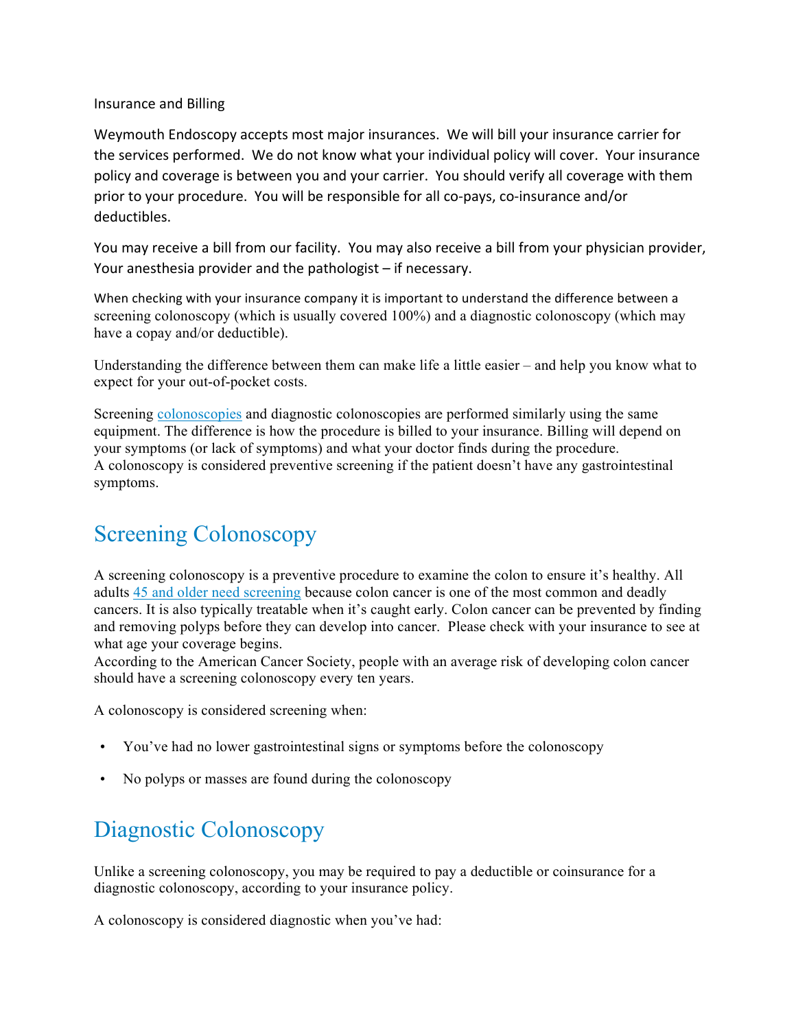Insurance and Billing

Weymouth Endoscopy accepts most major insurances. We will bill your insurance carrier for the services performed. We do not know what your individual policy will cover. Your insurance policy and coverage is between you and your carrier. You should verify all coverage with them prior to your procedure. You will be responsible for all co-pays, co-insurance and/or deductibles.

You may receive a bill from our facility. You may also receive a bill from your physician provider, Your anesthesia provider and the pathologist – if necessary.

When checking with your insurance company it is important to understand the difference between a screening colonoscopy (which is usually covered 100%) and a diagnostic colonoscopy (which may have a copay and/or deductible).

Understanding the difference between them can make life a little easier – and help you know what to expect for your out-of-pocket costs.

Screening colonoscopies and diagnostic colonoscopies are performed similarly using the same equipment. The difference is how the procedure is billed to your insurance. Billing will depend on your symptoms (or lack of symptoms) and what your doctor finds during the procedure.
A colonoscopy is considered preventive screening if the patient doesn't have any gastrointestinal symptoms.

## Screening Colonoscopy

A screening colonoscopy is a preventive procedure to examine the colon to ensure it's healthy. All adults 45 and older need screening because colon cancer is one of the most common and deadly cancers. It is also typically treatable when it's caught early. Colon cancer can be prevented by finding and removing polyps before they can develop into cancer. Please check with your insurance to see at what age your coverage begins.
According to the American Cancer Society, people with an average risk of developing colon cancer should have a screening colonoscopy every ten years.

A colonoscopy is considered screening when:

- You've had no lower gastrointestinal signs or symptoms before the colonoscopy
- No polyps or masses are found during the colonoscopy

## Diagnostic Colonoscopy

Unlike a screening colonoscopy, you may be required to pay a deductible or coinsurance for a diagnostic colonoscopy, according to your insurance policy.

A colonoscopy is considered diagnostic when you've had: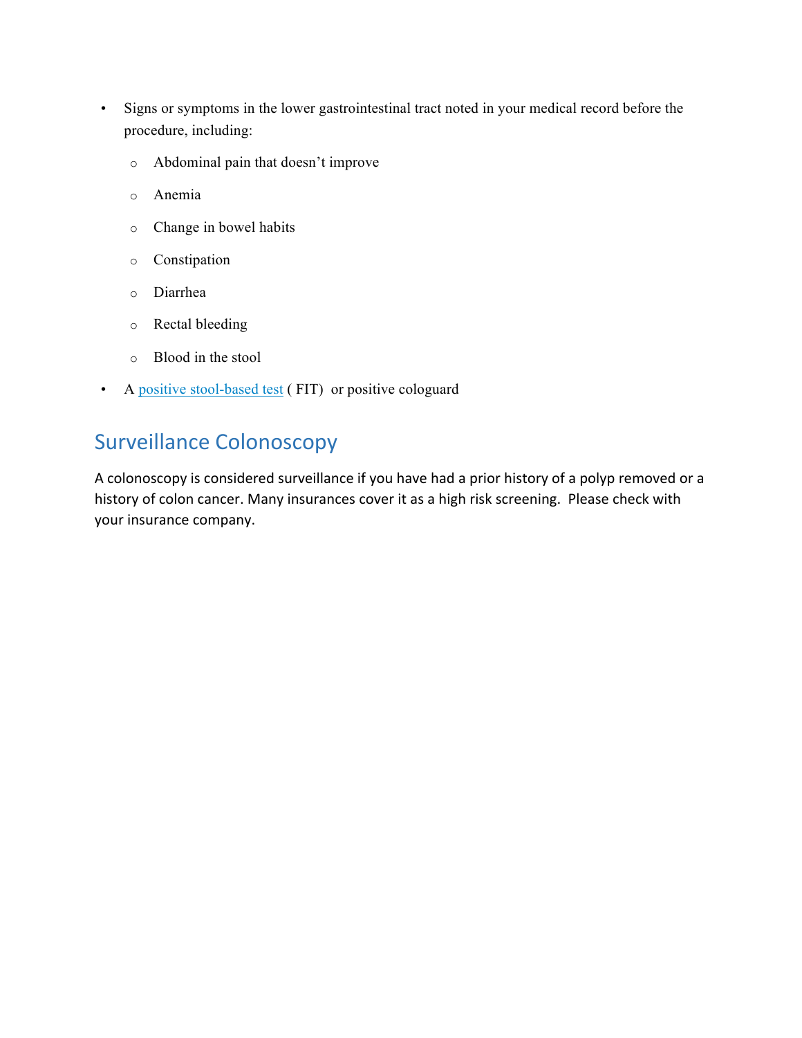- Signs or symptoms in the lower gastrointestinal tract noted in your medical record before the procedure, including:
    - Abdominal pain that doesn't improve
    - Anemia
    - Change in bowel habits
    - Constipation
    - Diarrhea
    - Rectal bleeding
    - Blood in the stool
- A positive stool-based test ( FIT) or positive cologuard

## Surveillance Colonoscopy

A colonoscopy is considered surveillance if you have had a prior history of a polyp removed or a history of colon cancer. Many insurances cover it as a high risk screening. Please check with your insurance company.